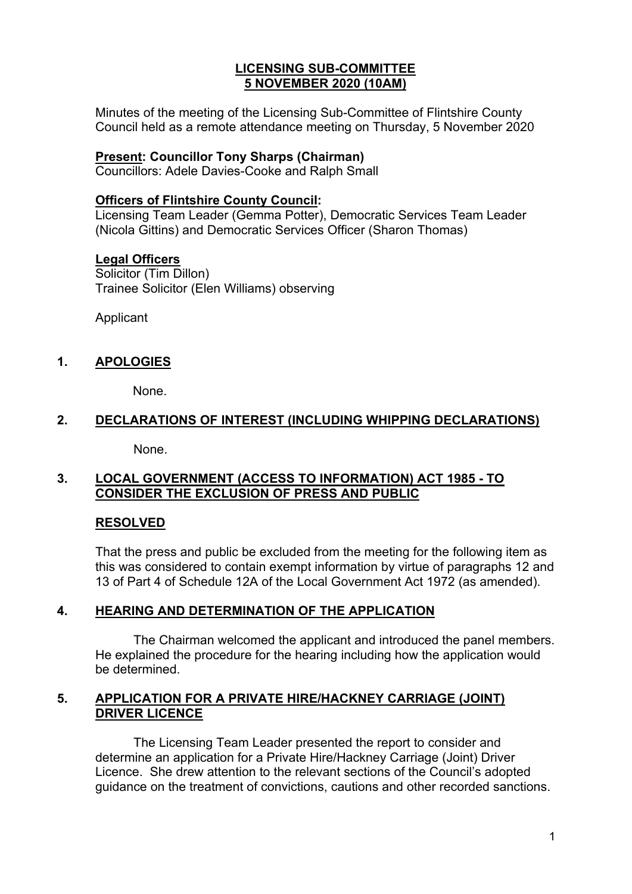# LICENSING SUB-COMMITTEE
# 5 NOVEMBER 2020 (10AM)

Minutes of the meeting of the Licensing Sub-Committee of Flintshire County Council held as a remote attendance meeting on Thursday, 5 November 2020

**Present: Councillor Tony Sharps (Chairman)**
Councillors: Adele Davies-Cooke and Ralph Small

**Officers of Flintshire County Council:**
Licensing Team Leader (Gemma Potter), Democratic Services Team Leader (Nicola Gittins) and Democratic Services Officer (Sharon Thomas)

**Legal Officers**
Solicitor (Tim Dillon)
Trainee Solicitor (Elen Williams) observing

Applicant

## 1. APOLOGIES

None.

## 2. DECLARATIONS OF INTEREST (INCLUDING WHIPPING DECLARATIONS)

None.

## 3. LOCAL GOVERNMENT (ACCESS TO INFORMATION) ACT 1985 - TO CONSIDER THE EXCLUSION OF PRESS AND PUBLIC

**RESOLVED**

That the press and public be excluded from the meeting for the following item as this was considered to contain exempt information by virtue of paragraphs 12 and 13 of Part 4 of Schedule 12A of the Local Government Act 1972 (as amended).

## 4. HEARING AND DETERMINATION OF THE APPLICATION

The Chairman welcomed the applicant and introduced the panel members. He explained the procedure for the hearing including how the application would be determined.

## 5. APPLICATION FOR A PRIVATE HIRE/HACKNEY CARRIAGE (JOINT) DRIVER LICENCE

The Licensing Team Leader presented the report to consider and determine an application for a Private Hire/Hackney Carriage (Joint) Driver Licence. She drew attention to the relevant sections of the Council's adopted guidance on the treatment of convictions, cautions and other recorded sanctions.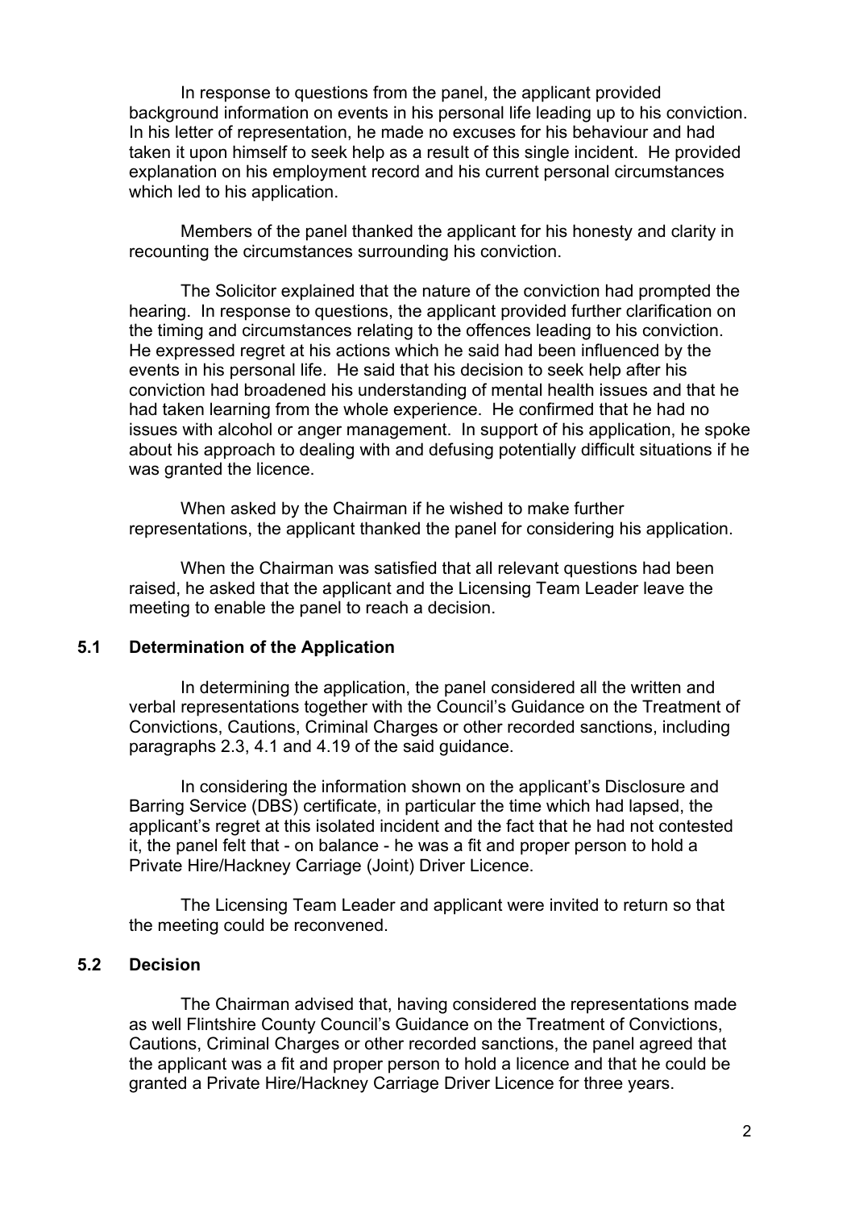In response to questions from the panel, the applicant provided background information on events in his personal life leading up to his conviction. In his letter of representation, he made no excuses for his behaviour and had taken it upon himself to seek help as a result of this single incident. He provided explanation on his employment record and his current personal circumstances which led to his application.

Members of the panel thanked the applicant for his honesty and clarity in recounting the circumstances surrounding his conviction.

The Solicitor explained that the nature of the conviction had prompted the hearing. In response to questions, the applicant provided further clarification on the timing and circumstances relating to the offences leading to his conviction. He expressed regret at his actions which he said had been influenced by the events in his personal life. He said that his decision to seek help after his conviction had broadened his understanding of mental health issues and that he had taken learning from the whole experience. He confirmed that he had no issues with alcohol or anger management. In support of his application, he spoke about his approach to dealing with and defusing potentially difficult situations if he was granted the licence.

When asked by the Chairman if he wished to make further representations, the applicant thanked the panel for considering his application.

When the Chairman was satisfied that all relevant questions had been raised, he asked that the applicant and the Licensing Team Leader leave the meeting to enable the panel to reach a decision.

### 5.1 Determination of the Application

In determining the application, the panel considered all the written and verbal representations together with the Council's Guidance on the Treatment of Convictions, Cautions, Criminal Charges or other recorded sanctions, including paragraphs 2.3, 4.1 and 4.19 of the said guidance.

In considering the information shown on the applicant's Disclosure and Barring Service (DBS) certificate, in particular the time which had lapsed, the applicant's regret at this isolated incident and the fact that he had not contested it, the panel felt that - on balance - he was a fit and proper person to hold a Private Hire/Hackney Carriage (Joint) Driver Licence.

The Licensing Team Leader and applicant were invited to return so that the meeting could be reconvened.

### 5.2 Decision

The Chairman advised that, having considered the representations made as well Flintshire County Council's Guidance on the Treatment of Convictions, Cautions, Criminal Charges or other recorded sanctions, the panel agreed that the applicant was a fit and proper person to hold a licence and that he could be granted a Private Hire/Hackney Carriage Driver Licence for three years.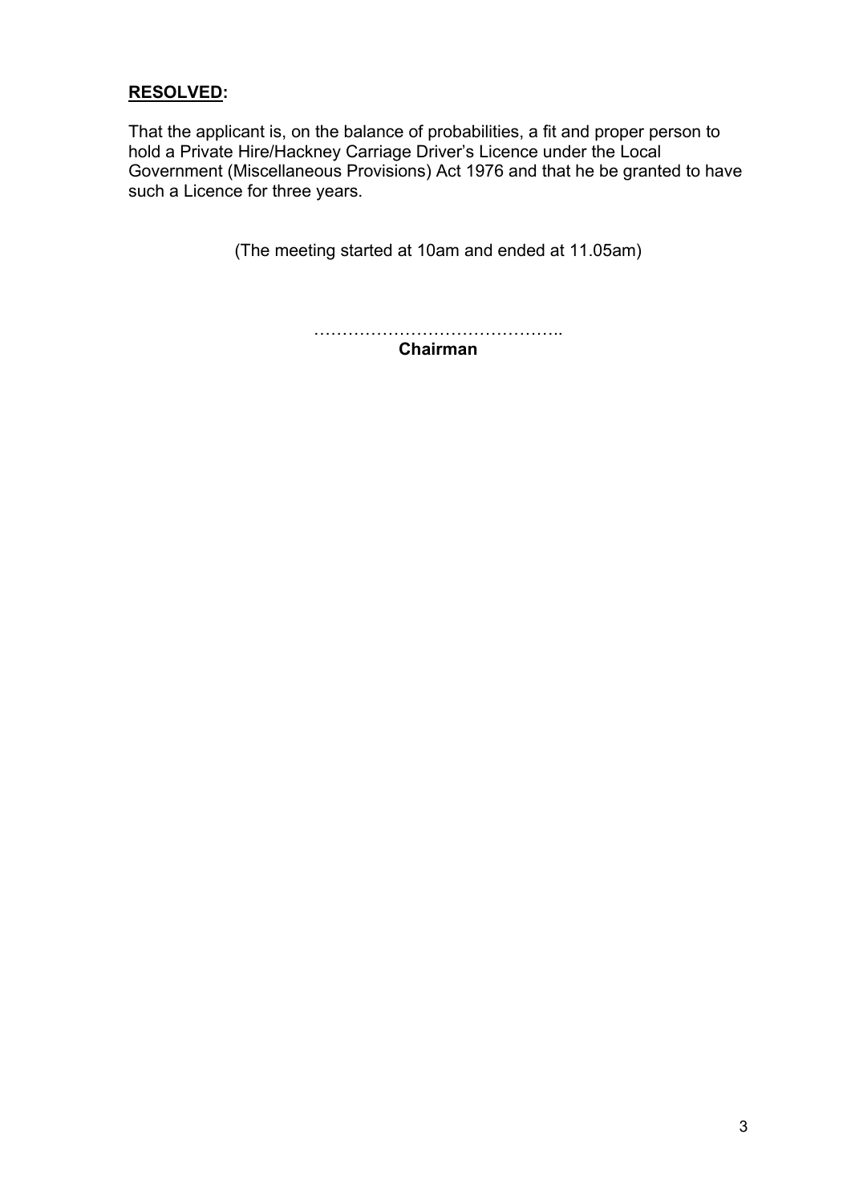**<u>RESOLVED</u>:**

That the applicant is, on the balance of probabilities, a fit and proper person to hold a Private Hire/Hackney Carriage Driver's Licence under the Local Government (Miscellaneous Provisions) Act 1976 and that he be granted to have such a Licence for three years.

(The meeting started at 10am and ended at 11.05am)

……………………………………..
**Chairman**